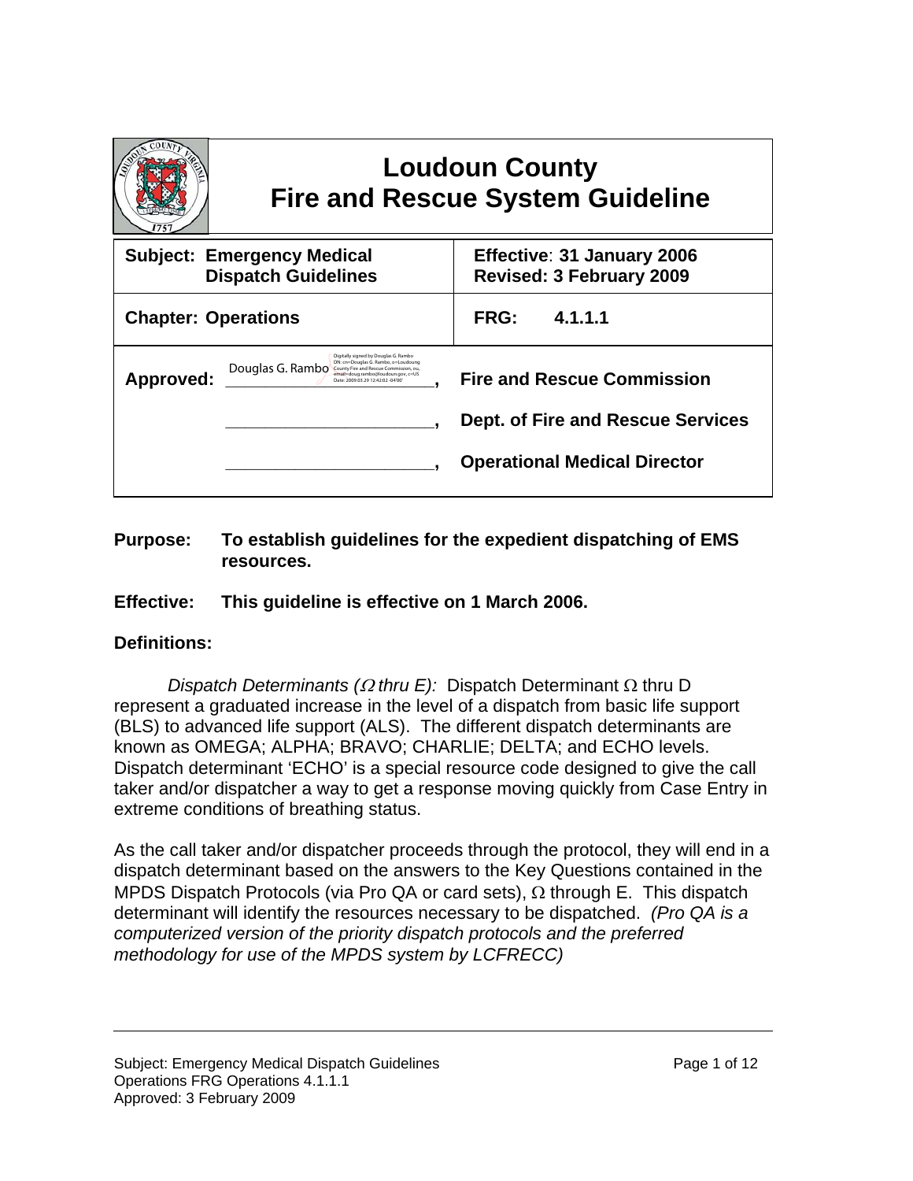# Loudoun County
# Fire and Rescue System Guideline

| **Subject: Emergency Medical Dispatch Guidelines** | **Effective: 31 January 2006**<br>**Revised: 3 February 2009** |
|---|---|
| **Chapter: Operations** | **FRG: 4.1.1.1** |

**Approved:** Douglas G. Rambo ______________________, **Fire and Rescue Commission**

______________________, **Dept. of Fire and Rescue Services**

______________________, **Operational Medical Director**

**Purpose:** **To establish guidelines for the expedient dispatching of EMS resources.**

**Effective:** **This guideline is effective on 1 March 2006.**

**Definitions:**

*Dispatch Determinants (Ω thru E):* Dispatch Determinant Ω thru D represent a graduated increase in the level of a dispatch from basic life support (BLS) to advanced life support (ALS). The different dispatch determinants are known as OMEGA; ALPHA; BRAVO; CHARLIE; DELTA; and ECHO levels. Dispatch determinant 'ECHO' is a special resource code designed to give the call taker and/or dispatcher a way to get a response moving quickly from Case Entry in extreme conditions of breathing status.

As the call taker and/or dispatcher proceeds through the protocol, they will end in a dispatch determinant based on the answers to the Key Questions contained in the MPDS Dispatch Protocols (via Pro QA or card sets), Ω through E. This dispatch determinant will identify the resources necessary to be dispatched. *(Pro QA is a computerized version of the priority dispatch protocols and the preferred methodology for use of the MPDS system by LCFRECC)*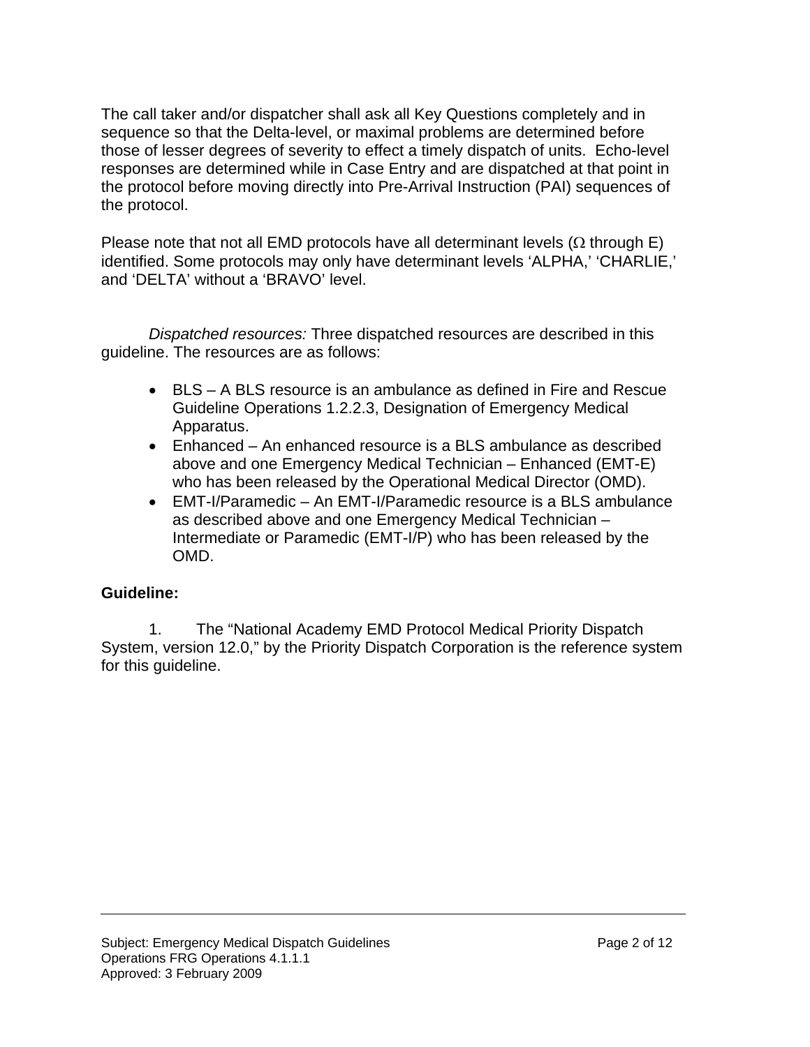The call taker and/or dispatcher shall ask all Key Questions completely and in sequence so that the Delta-level, or maximal problems are determined before those of lesser degrees of severity to effect a timely dispatch of units. Echo-level responses are determined while in Case Entry and are dispatched at that point in the protocol before moving directly into Pre-Arrival Instruction (PAI) sequences of the protocol.

Please note that not all EMD protocols have all determinant levels (Ω through E) identified. Some protocols may only have determinant levels 'ALPHA,' 'CHARLIE,' and 'DELTA' without a 'BRAVO' level.

*Dispatched resources:* Three dispatched resources are described in this guideline. The resources are as follows:

- BLS – A BLS resource is an ambulance as defined in Fire and Rescue Guideline Operations 1.2.2.3, Designation of Emergency Medical Apparatus.
- Enhanced – An enhanced resource is a BLS ambulance as described above and one Emergency Medical Technician – Enhanced (EMT-E) who has been released by the Operational Medical Director (OMD).
- EMT-I/Paramedic – An EMT-I/Paramedic resource is a BLS ambulance as described above and one Emergency Medical Technician – Intermediate or Paramedic (EMT-I/P) who has been released by the OMD.

**Guideline:**

1. The "National Academy EMD Protocol Medical Priority Dispatch System, version 12.0," by the Priority Dispatch Corporation is the reference system for this guideline.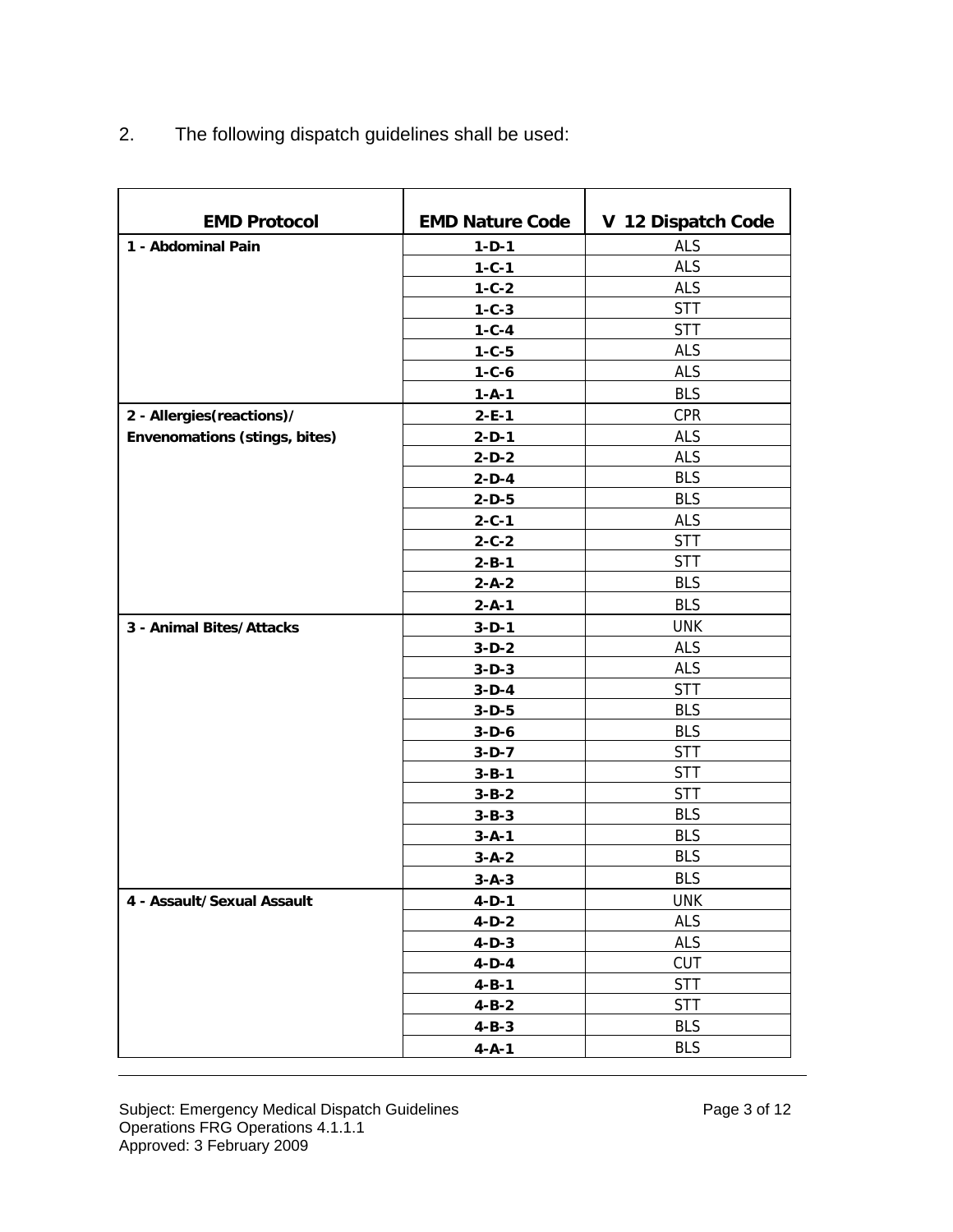2. The following dispatch guidelines shall be used:

| EMD Protocol | EMD Nature Code | V 12 Dispatch Code |
|---|---|---|
| **1 - Abdominal Pain** | **1-D-1** | ALS |
| | **1-C-1** | ALS |
| | **1-C-2** | ALS |
| | **1-C-3** | STT |
| | **1-C-4** | STT |
| | **1-C-5** | ALS |
| | **1-C-6** | ALS |
| | **1-A-1** | BLS |
| **2 - Allergies(reactions)/ Envenomations (stings, bites)** | **2-E-1** | CPR |
| | **2-D-1** | ALS |
| | **2-D-2** | ALS |
| | **2-D-4** | BLS |
| | **2-D-5** | BLS |
| | **2-C-1** | ALS |
| | **2-C-2** | STT |
| | **2-B-1** | STT |
| | **2-A-2** | BLS |
| | **2-A-1** | BLS |
| **3 - Animal Bites/Attacks** | **3-D-1** | UNK |
| | **3-D-2** | ALS |
| | **3-D-3** | ALS |
| | **3-D-4** | STT |
| | **3-D-5** | BLS |
| | **3-D-6** | BLS |
| | **3-D-7** | STT |
| | **3-B-1** | STT |
| | **3-B-2** | STT |
| | **3-B-3** | BLS |
| | **3-A-1** | BLS |
| | **3-A-2** | BLS |
| | **3-A-3** | BLS |
| **4 - Assault/Sexual Assault** | **4-D-1** | UNK |
| | **4-D-2** | ALS |
| | **4-D-3** | ALS |
| | **4-D-4** | CUT |
| | **4-B-1** | STT |
| | **4-B-2** | STT |
| | **4-B-3** | BLS |
| | **4-A-1** | BLS |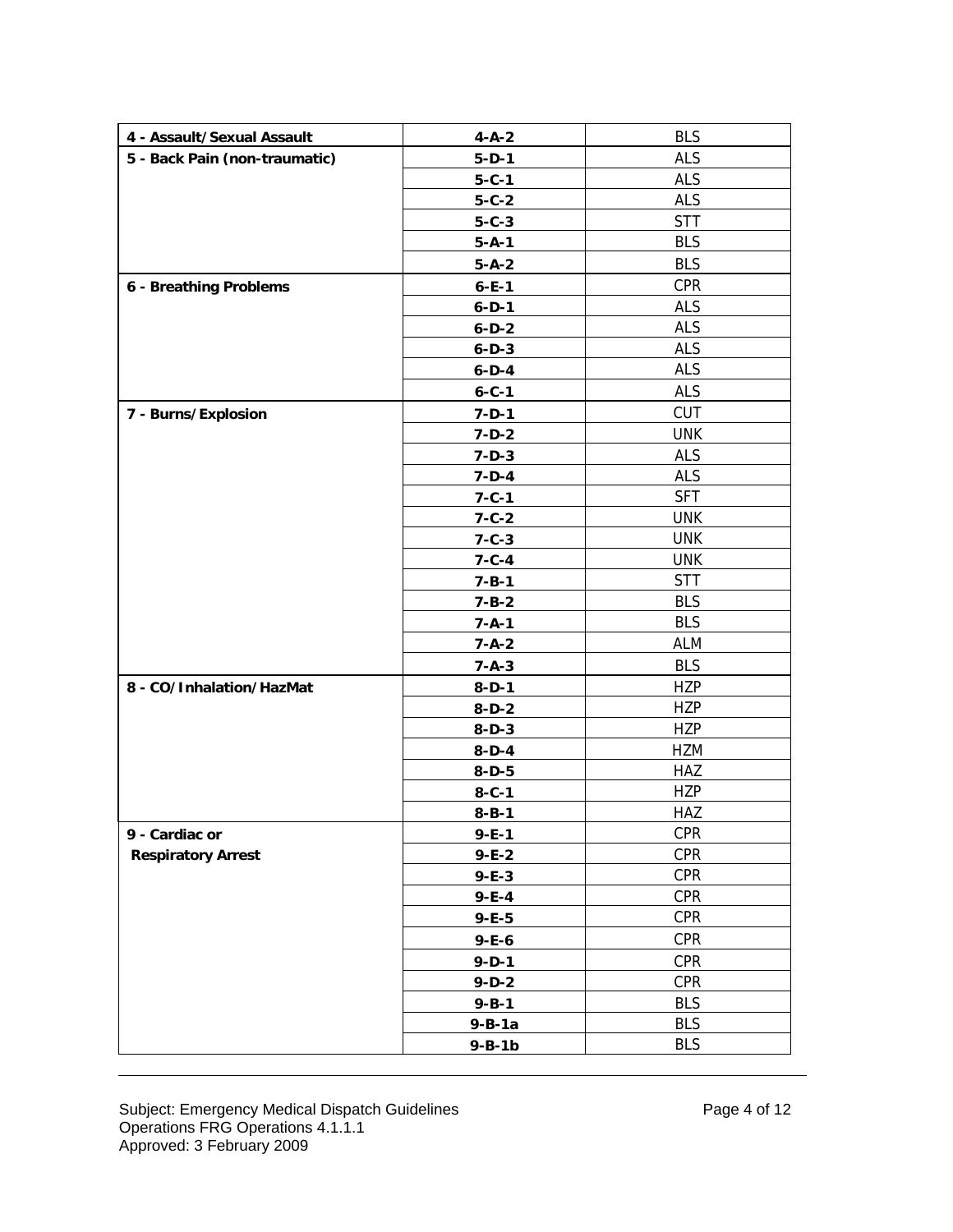| 4 - Assault/Sexual Assault | 4-A-2 | BLS |
|---|---|---|
| 5 - Back Pain (non-traumatic) | 5-D-1 | ALS |
| | 5-C-1 | ALS |
| | 5-C-2 | ALS |
| | 5-C-3 | STT |
| | 5-A-1 | BLS |
| | 5-A-2 | BLS |
| 6 - Breathing Problems | 6-E-1 | CPR |
| | 6-D-1 | ALS |
| | 6-D-2 | ALS |
| | 6-D-3 | ALS |
| | 6-D-4 | ALS |
| | 6-C-1 | ALS |
| 7 - Burns/Explosion | 7-D-1 | CUT |
| | 7-D-2 | UNK |
| | 7-D-3 | ALS |
| | 7-D-4 | ALS |
| | 7-C-1 | SFT |
| | 7-C-2 | UNK |
| | 7-C-3 | UNK |
| | 7-C-4 | UNK |
| | 7-B-1 | STT |
| | 7-B-2 | BLS |
| | 7-A-1 | BLS |
| | 7-A-2 | ALM |
| | 7-A-3 | BLS |
| 8 - CO/Inhalation/HazMat | 8-D-1 | HZP |
| | 8-D-2 | HZP |
| | 8-D-3 | HZP |
| | 8-D-4 | HZM |
| | 8-D-5 | HAZ |
| | 8-C-1 | HZP |
| | 8-B-1 | HAZ |
| 9 - Cardiac or Respiratory Arrest | 9-E-1 | CPR |
| | 9-E-2 | CPR |
| | 9-E-3 | CPR |
| | 9-E-4 | CPR |
| | 9-E-5 | CPR |
| | 9-E-6 | CPR |
| | 9-D-1 | CPR |
| | 9-D-2 | CPR |
| | 9-B-1 | BLS |
| | 9-B-1a | BLS |
| | 9-B-1b | BLS |

Subject: Emergency Medical Dispatch Guidelines
Operations FRG Operations 4.1.1.1
Approved: 3 February 2009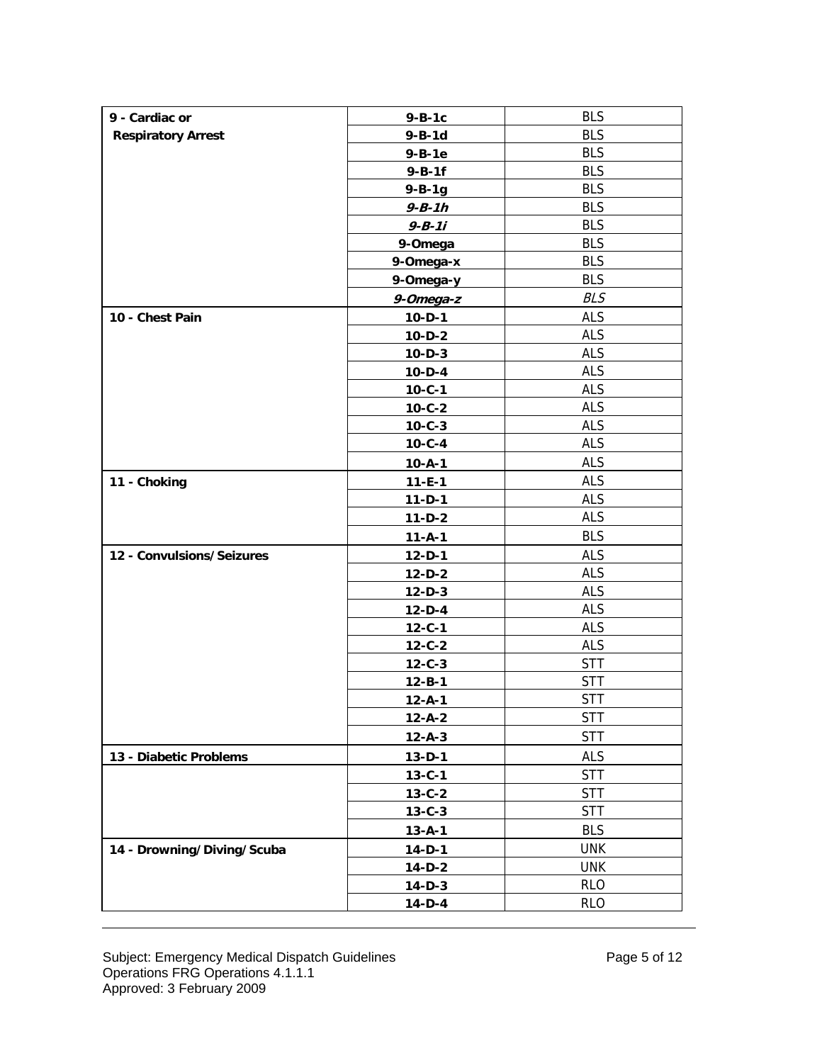| | | |
|---|---|---|
| **9 - Cardiac or Respiratory Arrest** | **9-B-1c** | BLS |
| | **9-B-1d** | BLS |
| | **9-B-1e** | BLS |
| | **9-B-1f** | BLS |
| | **9-B-1g** | BLS |
| | ***9-B-1h*** | BLS |
| | ***9-B-1i*** | BLS |
| | **9-Omega** | BLS |
| | **9-Omega-x** | BLS |
| | **9-Omega-y** | BLS |
| | ***9-Omega-z*** | *BLS* |
| **10 - Chest Pain** | **10-D-1** | ALS |
| | **10-D-2** | ALS |
| | **10-D-3** | ALS |
| | **10-D-4** | ALS |
| | **10-C-1** | ALS |
| | **10-C-2** | ALS |
| | **10-C-3** | ALS |
| | **10-C-4** | ALS |
| | **10-A-1** | ALS |
| **11 - Choking** | **11-E-1** | ALS |
| | **11-D-1** | ALS |
| | **11-D-2** | ALS |
| | **11-A-1** | BLS |
| **12 - Convulsions/Seizures** | **12-D-1** | ALS |
| | **12-D-2** | ALS |
| | **12-D-3** | ALS |
| | **12-D-4** | ALS |
| | **12-C-1** | ALS |
| | **12-C-2** | ALS |
| | **12-C-3** | STT |
| | **12-B-1** | STT |
| | **12-A-1** | STT |
| | **12-A-2** | STT |
| | **12-A-3** | STT |
| **13 - Diabetic Problems** | **13-D-1** | ALS |
| | **13-C-1** | STT |
| | **13-C-2** | STT |
| | **13-C-3** | STT |
| | **13-A-1** | BLS |
| **14 - Drowning/Diving/Scuba** | **14-D-1** | UNK |
| | **14-D-2** | UNK |
| | **14-D-3** | RLO |
| | **14-D-4** | RLO |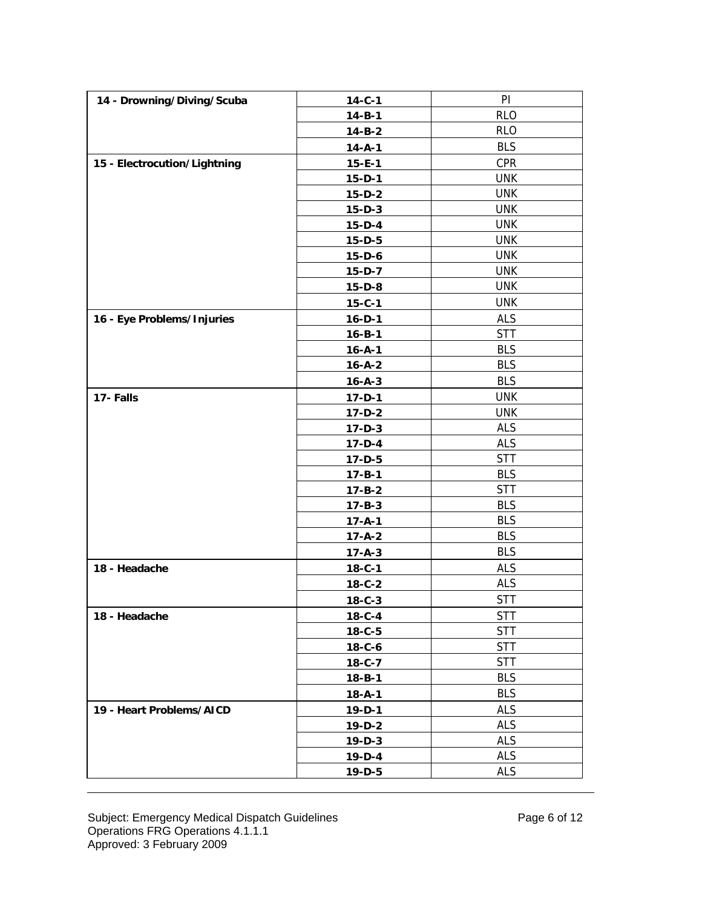| 14 - Drowning/Diving/Scuba | 14-C-1 | PI |
|---|---|---|
| | 14-B-1 | RLO |
| | 14-B-2 | RLO |
| | 14-A-1 | BLS |
| 15 - Electrocution/Lightning | 15-E-1 | CPR |
| | 15-D-1 | UNK |
| | 15-D-2 | UNK |
| | 15-D-3 | UNK |
| | 15-D-4 | UNK |
| | 15-D-5 | UNK |
| | 15-D-6 | UNK |
| | 15-D-7 | UNK |
| | 15-D-8 | UNK |
| | 15-C-1 | UNK |
| 16 - Eye Problems/Injuries | 16-D-1 | ALS |
| | 16-B-1 | STT |
| | 16-A-1 | BLS |
| | 16-A-2 | BLS |
| | 16-A-3 | BLS |
| 17- Falls | 17-D-1 | UNK |
| | 17-D-2 | UNK |
| | 17-D-3 | ALS |
| | 17-D-4 | ALS |
| | 17-D-5 | STT |
| | 17-B-1 | BLS |
| | 17-B-2 | STT |
| | 17-B-3 | BLS |
| | 17-A-1 | BLS |
| | 17-A-2 | BLS |
| | 17-A-3 | BLS |
| 18 - Headache | 18-C-1 | ALS |
| | 18-C-2 | ALS |
| | 18-C-3 | STT |
| 18 - Headache | 18-C-4 | STT |
| | 18-C-5 | STT |
| | 18-C-6 | STT |
| | 18-C-7 | STT |
| | 18-B-1 | BLS |
| | 18-A-1 | BLS |
| 19 - Heart Problems/AICD | 19-D-1 | ALS |
| | 19-D-2 | ALS |
| | 19-D-3 | ALS |
| | 19-D-4 | ALS |
| | 19-D-5 | ALS |

Subject: Emergency Medical Dispatch Guidelines
Operations FRG Operations 4.1.1.1
Approved: 3 February 2009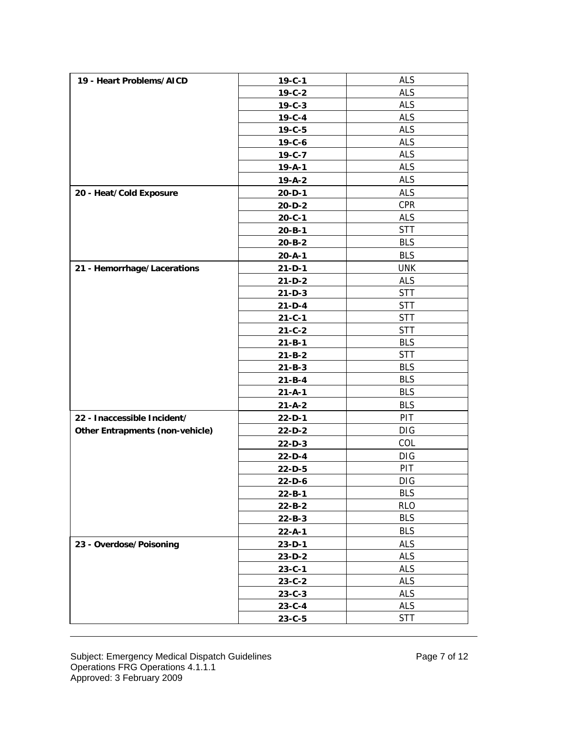| | | |
|---|---|---|
| **19 - Heart Problems/AICD** | **19-C-1** | ALS |
| | **19-C-2** | ALS |
| | **19-C-3** | ALS |
| | **19-C-4** | ALS |
| | **19-C-5** | ALS |
| | **19-C-6** | ALS |
| | **19-C-7** | ALS |
| | **19-A-1** | ALS |
| | **19-A-2** | ALS |
| **20 - Heat/Cold Exposure** | **20-D-1** | ALS |
| | **20-D-2** | CPR |
| | **20-C-1** | ALS |
| | **20-B-1** | STT |
| | **20-B-2** | BLS |
| | **20-A-1** | BLS |
| **21 - Hemorrhage/Lacerations** | **21-D-1** | UNK |
| | **21-D-2** | ALS |
| | **21-D-3** | STT |
| | **21-D-4** | STT |
| | **21-C-1** | STT |
| | **21-C-2** | STT |
| | **21-B-1** | BLS |
| | **21-B-2** | STT |
| | **21-B-3** | BLS |
| | **21-B-4** | BLS |
| | **21-A-1** | BLS |
| | **21-A-2** | BLS |
| **22 - Inaccessible Incident/ Other Entrapments (non-vehicle)** | **22-D-1** | PIT |
| | **22-D-2** | DIG |
| | **22-D-3** | COL |
| | **22-D-4** | DIG |
| | **22-D-5** | PIT |
| | **22-D-6** | DIG |
| | **22-B-1** | BLS |
| | **22-B-2** | RLO |
| | **22-B-3** | BLS |
| | **22-A-1** | BLS |
| **23 - Overdose/Poisoning** | **23-D-1** | ALS |
| | **23-D-2** | ALS |
| | **23-C-1** | ALS |
| | **23-C-2** | ALS |
| | **23-C-3** | ALS |
| | **23-C-4** | ALS |
| | **23-C-5** | STT |

Subject: Emergency Medical Dispatch Guidelines
Operations FRG Operations 4.1.1.1
Approved: 3 February 2009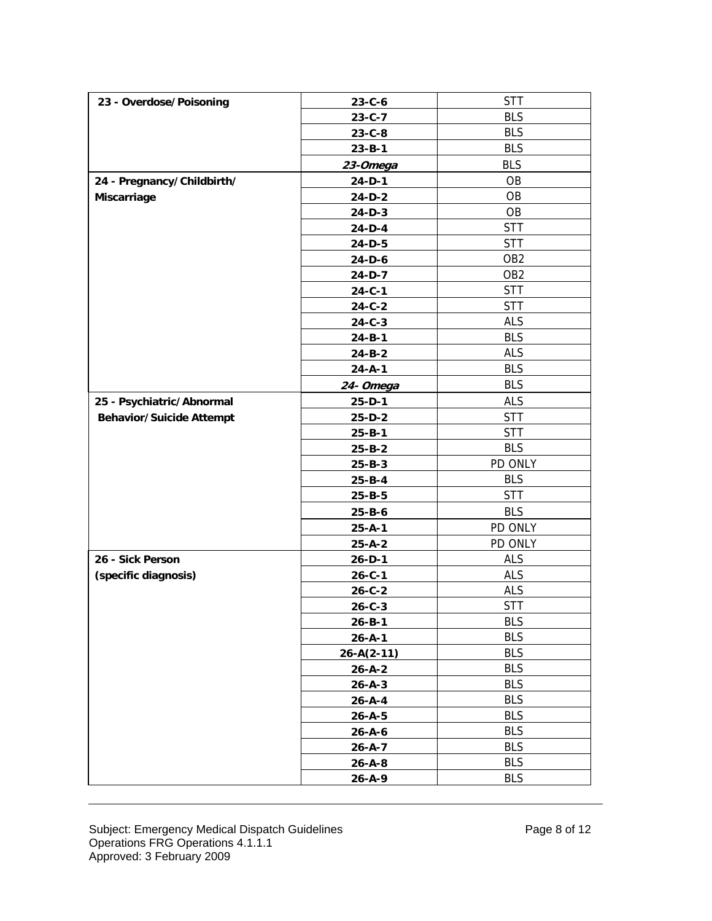| | | |
|---|---|---|
| **23 - Overdose/Poisoning** | **23-C-6** | STT |
| | **23-C-7** | BLS |
| | **23-C-8** | BLS |
| | **23-B-1** | BLS |
| | ***23-Omega*** | BLS |
| **24 - Pregnancy/Childbirth/ Miscarriage** | **24-D-1** | OB |
| | **24-D-2** | OB |
| | **24-D-3** | OB |
| | **24-D-4** | STT |
| | **24-D-5** | STT |
| | **24-D-6** | OB2 |
| | **24-D-7** | OB2 |
| | **24-C-1** | STT |
| | **24-C-2** | STT |
| | **24-C-3** | ALS |
| | **24-B-1** | BLS |
| | **24-B-2** | ALS |
| | **24-A-1** | BLS |
| | ***24- Omega*** | BLS |
| **25 - Psychiatric/Abnormal Behavior/Suicide Attempt** | **25-D-1** | ALS |
| | **25-D-2** | STT |
| | **25-B-1** | STT |
| | **25-B-2** | BLS |
| | **25-B-3** | PD ONLY |
| | **25-B-4** | BLS |
| | **25-B-5** | STT |
| | **25-B-6** | BLS |
| | **25-A-1** | PD ONLY |
| | **25-A-2** | PD ONLY |
| **26 - Sick Person (specific diagnosis)** | **26-D-1** | ALS |
| | **26-C-1** | ALS |
| | **26-C-2** | ALS |
| | **26-C-3** | STT |
| | **26-B-1** | BLS |
| | **26-A-1** | BLS |
| | **26-A(2-11)** | BLS |
| | **26-A-2** | BLS |
| | **26-A-3** | BLS |
| | **26-A-4** | BLS |
| | **26-A-5** | BLS |
| | **26-A-6** | BLS |
| | **26-A-7** | BLS |
| | **26-A-8** | BLS |
| | **26-A-9** | BLS |

Subject: Emergency Medical Dispatch Guidelines
Operations FRG Operations 4.1.1.1
Approved: 3 February 2009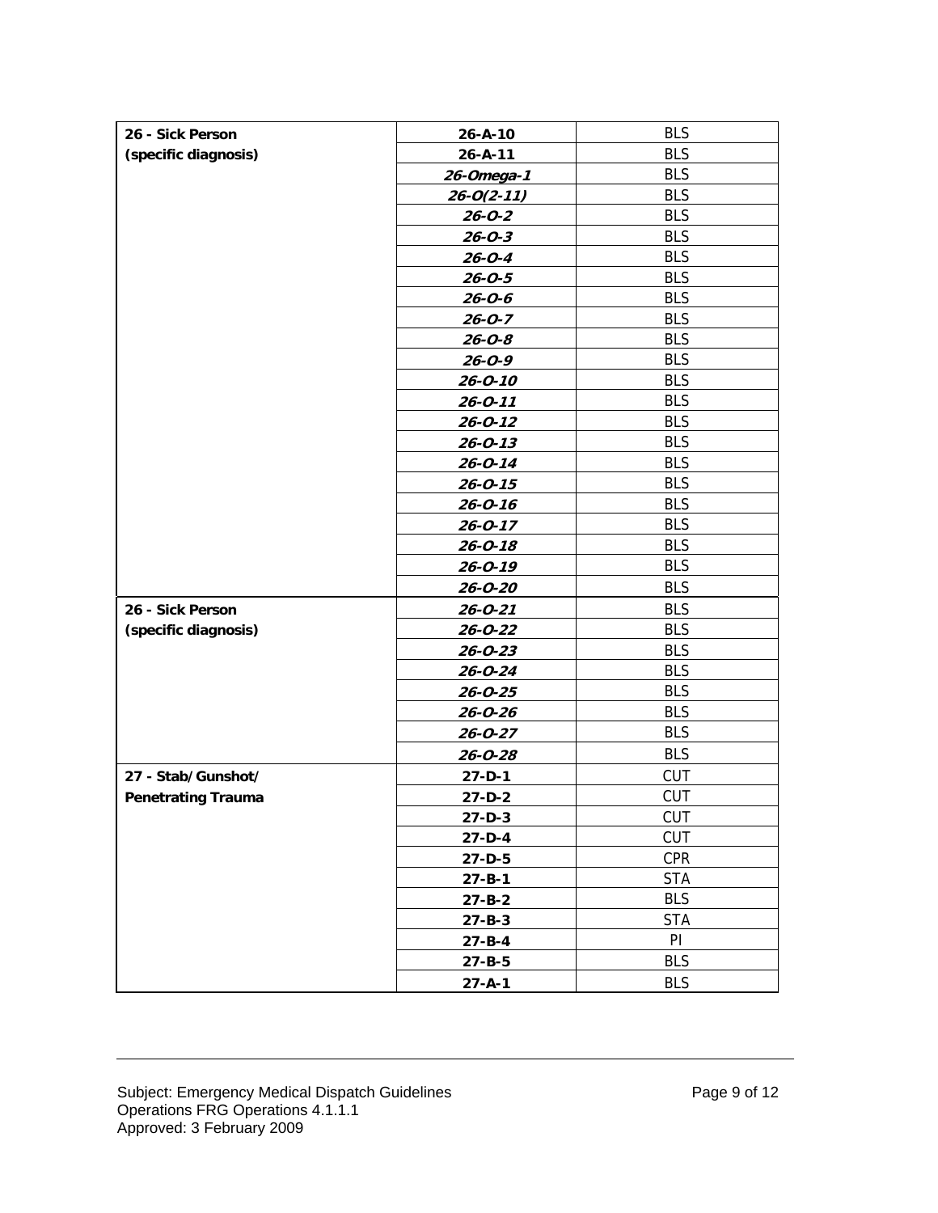| | | |
|---|---|---|
| **26 - Sick Person (specific diagnosis)** | **26-A-10** | BLS |
| | **26-A-11** | BLS |
| | ***26-Omega-1*** | BLS |
| | ***26-O(2-11)*** | BLS |
| | ***26-O-2*** | BLS |
| | ***26-O-3*** | BLS |
| | ***26-O-4*** | BLS |
| | ***26-O-5*** | BLS |
| | ***26-O-6*** | BLS |
| | ***26-O-7*** | BLS |
| | ***26-O-8*** | BLS |
| | ***26-O-9*** | BLS |
| | ***26-O-10*** | BLS |
| | ***26-O-11*** | BLS |
| | ***26-O-12*** | BLS |
| | ***26-O-13*** | BLS |
| | ***26-O-14*** | BLS |
| | ***26-O-15*** | BLS |
| | ***26-O-16*** | BLS |
| | ***26-O-17*** | BLS |
| | ***26-O-18*** | BLS |
| | ***26-O-19*** | BLS |
| | ***26-O-20*** | BLS |
| **26 - Sick Person (specific diagnosis)** | ***26-O-21*** | BLS |
| | ***26-O-22*** | BLS |
| | ***26-O-23*** | BLS |
| | ***26-O-24*** | BLS |
| | ***26-O-25*** | BLS |
| | ***26-O-26*** | BLS |
| | ***26-O-27*** | BLS |
| | ***26-O-28*** | BLS |
| **27 - Stab/Gunshot/ Penetrating Trauma** | **27-D-1** | CUT |
| | **27-D-2** | CUT |
| | **27-D-3** | CUT |
| | **27-D-4** | CUT |
| | **27-D-5** | CPR |
| | **27-B-1** | STA |
| | **27-B-2** | BLS |
| | **27-B-3** | STA |
| | **27-B-4** | PI |
| | **27-B-5** | BLS |
| | **27-A-1** | BLS |

Subject: Emergency Medical Dispatch Guidelines
Operations FRG Operations 4.1.1.1
Approved: 3 February 2009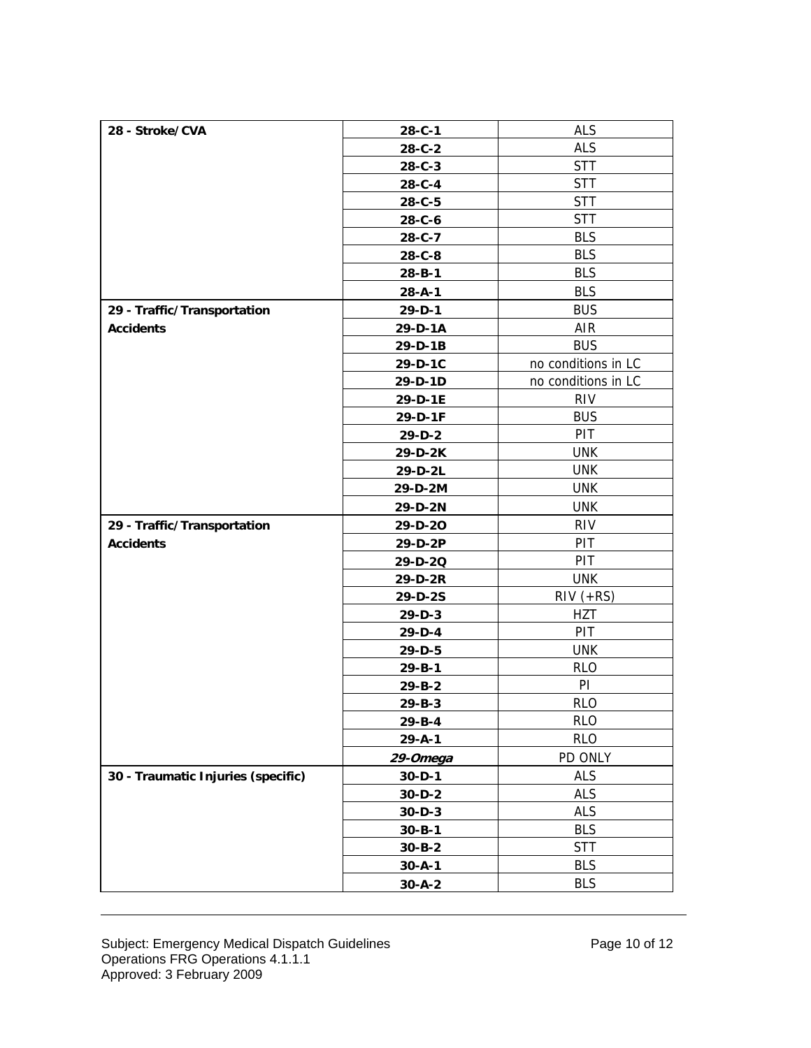| | | |
|---|---|---|
| **28 - Stroke/CVA** | **28-C-1** | ALS |
| | **28-C-2** | ALS |
| | **28-C-3** | STT |
| | **28-C-4** | STT |
| | **28-C-5** | STT |
| | **28-C-6** | STT |
| | **28-C-7** | BLS |
| | **28-C-8** | BLS |
| | **28-B-1** | BLS |
| | **28-A-1** | BLS |
| **29 - Traffic/Transportation Accidents** | **29-D-1** | BUS |
| | **29-D-1A** | AIR |
| | **29-D-1B** | BUS |
| | **29-D-1C** | no conditions in LC |
| | **29-D-1D** | no conditions in LC |
| | **29-D-1E** | RIV |
| | **29-D-1F** | BUS |
| | **29-D-2** | PIT |
| | **29-D-2K** | UNK |
| | **29-D-2L** | UNK |
| | **29-D-2M** | UNK |
| | **29-D-2N** | UNK |
| **29 - Traffic/Transportation Accidents** | **29-D-2O** | RIV |
| | **29-D-2P** | PIT |
| | **29-D-2Q** | PIT |
| | **29-D-2R** | UNK |
| | **29-D-2S** | RIV (+RS) |
| | **29-D-3** | HZT |
| | **29-D-4** | PIT |
| | **29-D-5** | UNK |
| | **29-B-1** | RLO |
| | **29-B-2** | PI |
| | **29-B-3** | RLO |
| | **29-B-4** | RLO |
| | **29-A-1** | RLO |
| | ***29-Omega*** | PD ONLY |
| **30 - Traumatic Injuries (specific)** | **30-D-1** | ALS |
| | **30-D-2** | ALS |
| | **30-D-3** | ALS |
| | **30-B-1** | BLS |
| | **30-B-2** | STT |
| | **30-A-1** | BLS |
| | **30-A-2** | BLS |

Subject: Emergency Medical Dispatch Guidelines
Operations FRG Operations 4.1.1.1
Approved: 3 February 2009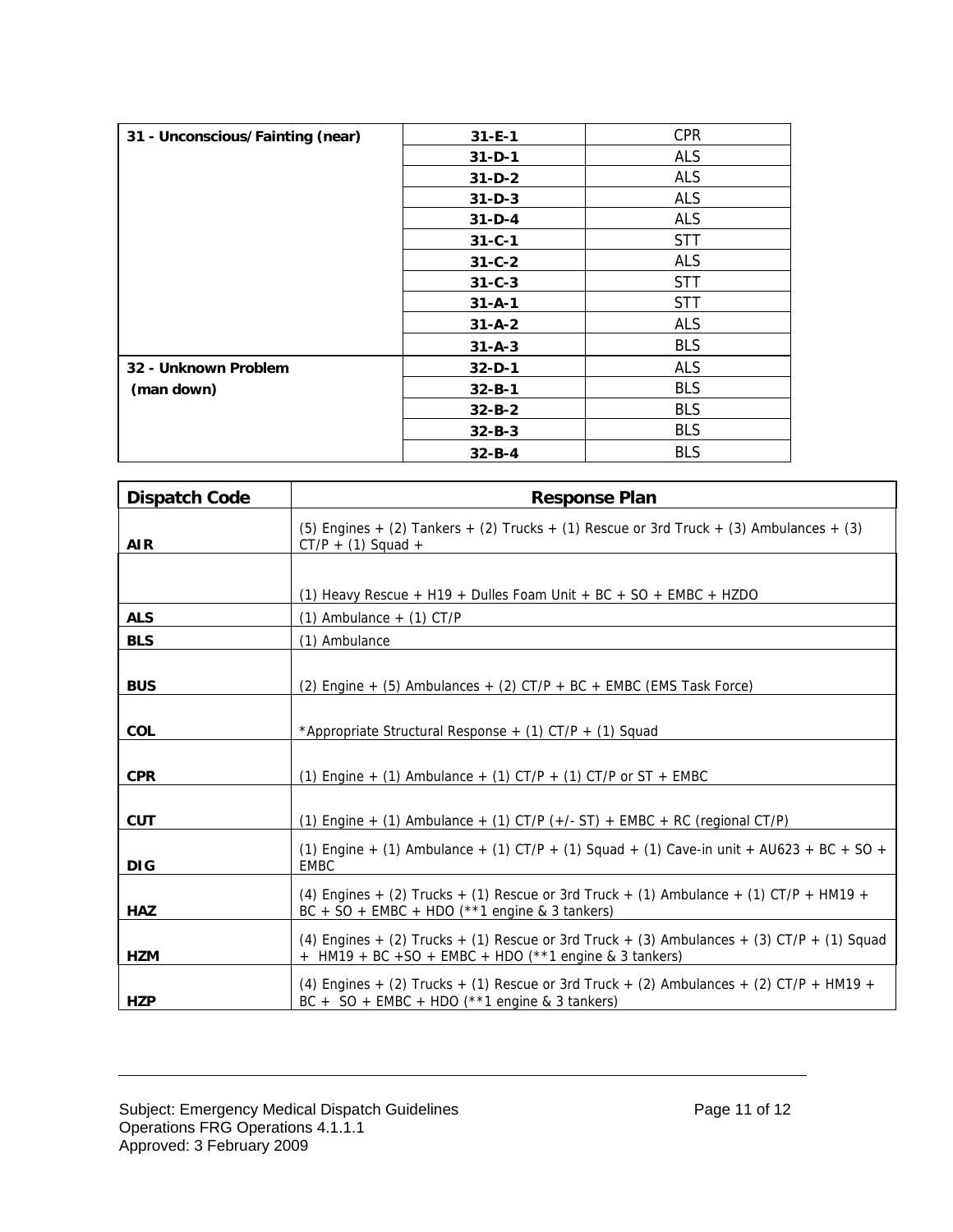| 31 - Unconscious/Fainting (near) | 31-E-1 | CPR |
|---|---|---|
| | 31-D-1 | ALS |
| | 31-D-2 | ALS |
| | 31-D-3 | ALS |
| | 31-D-4 | ALS |
| | 31-C-1 | STT |
| | 31-C-2 | ALS |
| | 31-C-3 | STT |
| | 31-A-1 | STT |
| | 31-A-2 | ALS |
| | 31-A-3 | BLS |
| 32 - Unknown Problem (man down) | 32-D-1 | ALS |
| | 32-B-1 | BLS |
| | 32-B-2 | BLS |
| | 32-B-3 | BLS |
| | 32-B-4 | BLS |

| Dispatch Code | Response Plan |
|---|---|
| AIR | (5) Engines + (2) Tankers + (2) Trucks + (1) Rescue or 3rd Truck + (3) Ambulances + (3) CT/P + (1) Squad + |
| | (1) Heavy Rescue + H19 + Dulles Foam Unit + BC + SO + EMBC + HZDO |
| ALS | (1) Ambulance + (1) CT/P |
| BLS | (1) Ambulance |
| BUS | (2) Engine + (5) Ambulances + (2) CT/P + BC + EMBC (EMS Task Force) |
| COL | *Appropriate Structural Response + (1) CT/P + (1) Squad |
| CPR | (1) Engine + (1) Ambulance + (1) CT/P + (1) CT/P or ST + EMBC |
| CUT | (1) Engine + (1) Ambulance + (1) CT/P (+/- ST) + EMBC + RC (regional CT/P) |
| DIG | (1) Engine + (1) Ambulance + (1) CT/P + (1) Squad + (1) Cave-in unit + AU623 + BC + SO + EMBC |
| HAZ | (4) Engines + (2) Trucks + (1) Rescue or 3rd Truck + (1) Ambulance + (1) CT/P + HM19 + BC + SO + EMBC + HDO (**1 engine & 3 tankers) |
| HZM | (4) Engines + (2) Trucks + (1) Rescue or 3rd Truck + (3) Ambulances + (3) CT/P + (1) Squad + HM19 + BC +SO + EMBC + HDO (**1 engine & 3 tankers) |
| HZP | (4) Engines + (2) Trucks + (1) Rescue or 3rd Truck + (2) Ambulances + (2) CT/P + HM19 + BC + SO + EMBC + HDO (**1 engine & 3 tankers) |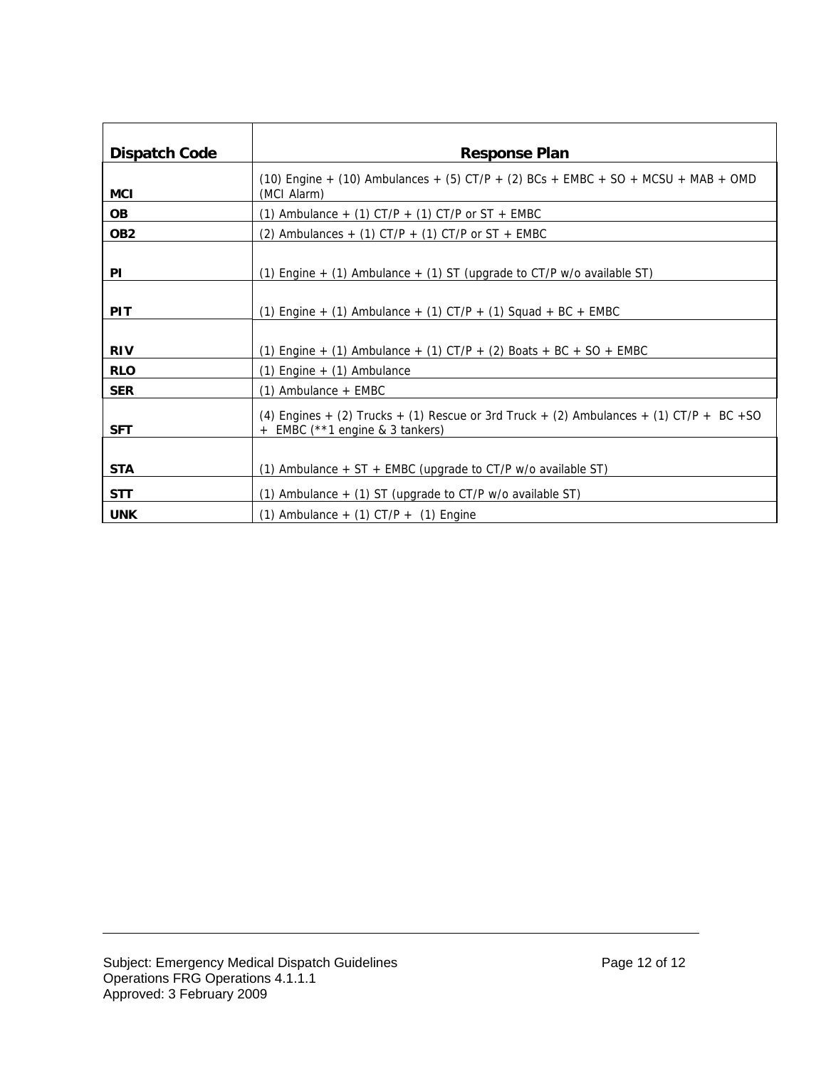| Dispatch Code | Response Plan |
|---|---|
| MCI | (10) Engine + (10) Ambulances + (5) CT/P + (2) BCs + EMBC + SO + MCSU + MAB + OMD (MCI Alarm) |
| OB | (1) Ambulance + (1) CT/P + (1) CT/P or ST + EMBC |
| OB2 | (2) Ambulances + (1) CT/P + (1) CT/P or ST + EMBC |
| PI | (1) Engine + (1) Ambulance + (1) ST (upgrade to CT/P w/o available ST) |
| PIT | (1) Engine + (1) Ambulance + (1) CT/P + (1) Squad + BC + EMBC |
| RIV | (1) Engine + (1) Ambulance + (1) CT/P + (2) Boats + BC + SO + EMBC |
| RLO | (1) Engine + (1) Ambulance |
| SER | (1) Ambulance + EMBC |
| SFT | (4) Engines + (2) Trucks + (1) Rescue or 3rd Truck + (2) Ambulances + (1) CT/P + BC +SO + EMBC (**1 engine & 3 tankers) |
| STA | (1) Ambulance + ST + EMBC (upgrade to CT/P w/o available ST) |
| STT | (1) Ambulance + (1) ST (upgrade to CT/P w/o available ST) |
| UNK | (1) Ambulance + (1) CT/P + (1) Engine |